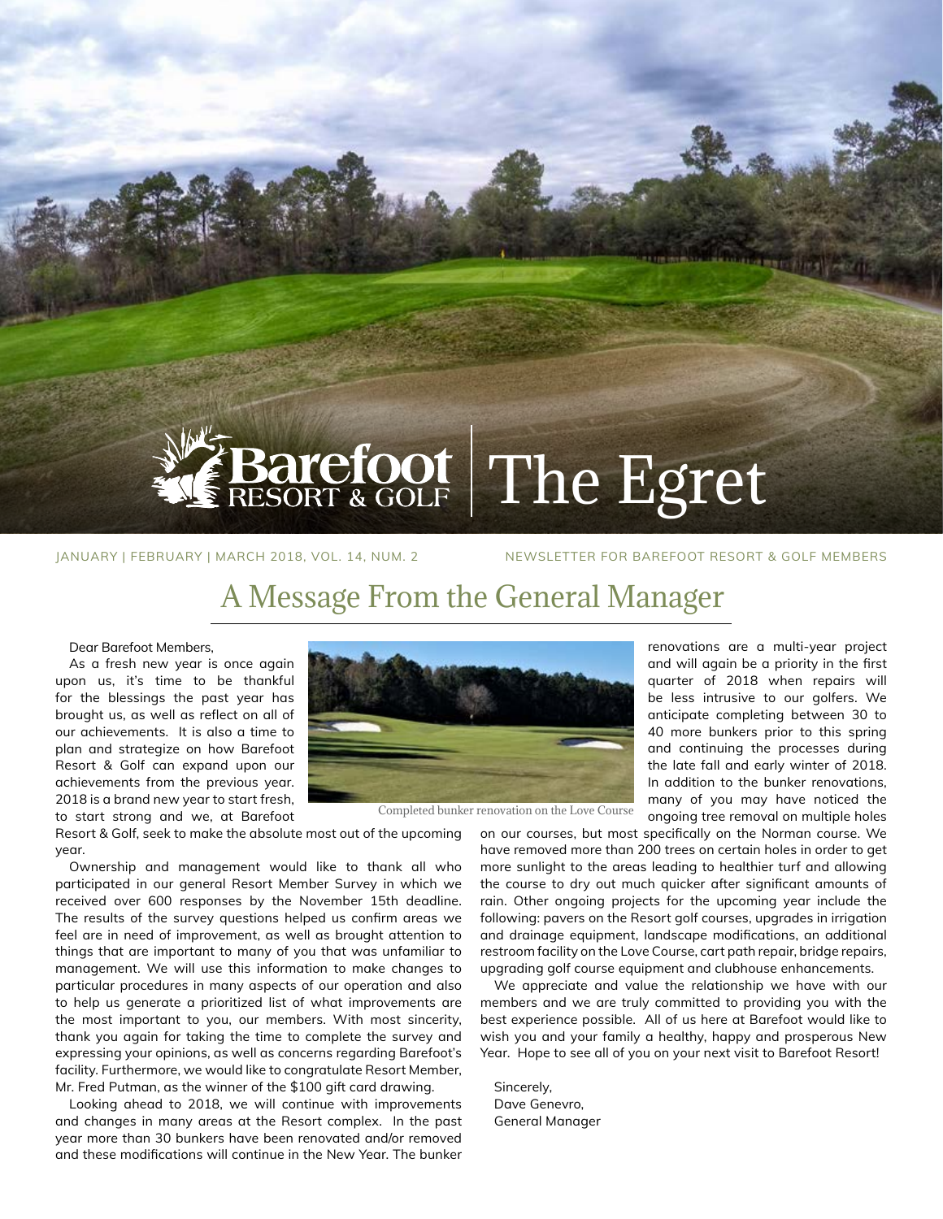# Barefoot Resort & Golf | The Egret

JANUARY | FEBRUARY | MARCH 2018, VOL. 14, NUM. 2

NEWSLETTER FOR BAREFOOT RESORT & GOLF MEMBERS

## A Message From the General Manager

Dear Barefoot Members,

As a fresh new year is once again upon us, it's time to be thankful for the blessings the past year has brought us, as well as reflect on all of our achievements. It is also a time to plan and strategize on how Barefoot Resort & Golf can expand upon our achievements from the previous year. 2018 is a brand new year to start fresh, to start strong and we, at Barefoot Resort & Golf, seek to make the absolute most out of the upcoming year.

Completed bunker renovation on the Love Course

Ownership and management would like to thank all who participated in our general Resort Member Survey in which we received over 600 responses by the November 15th deadline. The results of the survey questions helped us confirm areas we feel are in need of improvement, as well as brought attention to things that are important to many of you that was unfamiliar to management. We will use this information to make changes to particular procedures in many aspects of our operation and also to help us generate a prioritized list of what improvements are the most important to you, our members. With most sincerity, thank you again for taking the time to complete the survey and expressing your opinions, as well as concerns regarding Barefoot's facility. Furthermore, we would like to congratulate Resort Member, Mr. Fred Putman, as the winner of the $100 gift card drawing.

Looking ahead to 2018, we will continue with improvements and changes in many areas at the Resort complex. In the past year more than 30 bunkers have been renovated and/or removed and these modifications will continue in the New Year. The bunker renovations are a multi-year project and will again be a priority in the first quarter of 2018 when repairs will be less intrusive to our golfers. We anticipate completing between 30 to 40 more bunkers prior to this spring and continuing the processes during the late fall and early winter of 2018. In addition to the bunker renovations, many of you may have noticed the ongoing tree removal on multiple holes on our courses, but most specifically on the Norman course. We have removed more than 200 trees on certain holes in order to get more sunlight to the areas leading to healthier turf and allowing the course to dry out much quicker after significant amounts of rain. Other ongoing projects for the upcoming year include the following: pavers on the Resort golf courses, upgrades in irrigation and drainage equipment, landscape modifications, an additional restroom facility on the Love Course, cart path repair, bridge repairs, upgrading golf course equipment and clubhouse enhancements.

We appreciate and value the relationship we have with our members and we are truly committed to providing you with the best experience possible. All of us here at Barefoot would like to wish you and your family a healthy, happy and prosperous New Year. Hope to see all of you on your next visit to Barefoot Resort!

Sincerely,
Dave Genevro,
General Manager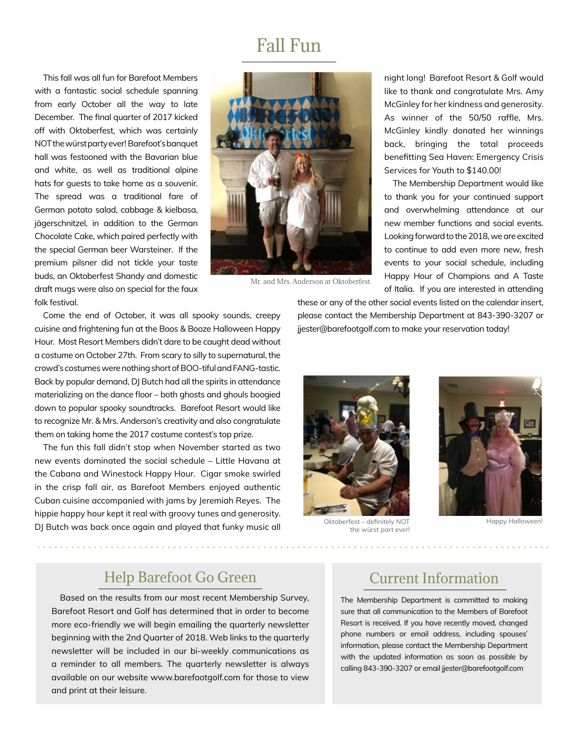# Fall Fun

This fall was all fun for Barefoot Members with a fantastic social schedule spanning from early October all the way to late December. The final quarter of 2017 kicked off with Oktoberfest, which was certainly NOT the würst party ever! Barefoot's banquet hall was festooned with the Bavarian blue and white, as well as traditional alpine hats for guests to take home as a souvenir. The spread was a traditional fare of German potato salad, cabbage & kielbasa, jägerschnitzel, in addition to the German Chocolate Cake, which paired perfectly with the special German beer Warsteiner. If the premium pilsner did not tickle your taste buds, an Oktoberfest Shandy and domestic draft mugs were also on special for the faux folk festival.

Mr. and Mrs. Anderson at Oktoberfest.

Come the end of October, it was all spooky sounds, creepy cuisine and frightening fun at the Boos & Booze Halloween Happy Hour. Most Resort Members didn't dare to be caught dead without a costume on October 27th. From scary to silly to supernatural, the crowd's costumes were nothing short of BOO-tiful and FANG-tastic. Back by popular demand, DJ Butch had all the spirits in attendance materializing on the dance floor – both ghosts and ghouls boogied down to popular spooky soundtracks. Barefoot Resort would like to recognize Mr. & Mrs. Anderson's creativity and also congratulate them on taking home the 2017 costume contest's top prize.

The fun this fall didn't stop when November started as two new events dominated the social schedule – Little Havana at the Cabana and Winestock Happy Hour. Cigar smoke swirled in the crisp fall air, as Barefoot Members enjoyed authentic Cuban cuisine accompanied with jams by Jeremiah Reyes. The hippie happy hour kept it real with groovy tunes and generosity. DJ Butch was back once again and played that funky music all night long! Barefoot Resort & Golf would like to thank and congratulate Mrs. Amy McGinley for her kindness and generosity. As winner of the 50/50 raffle, Mrs. McGinley kindly donated her winnings back, bringing the total proceeds benefitting Sea Haven: Emergency Crisis Services for Youth to $140.00!

The Membership Department would like to thank you for your continued support and overwhelming attendance at our new member functions and social events. Looking forward to the 2018, we are excited to continue to add even more new, fresh events to your social schedule, including Happy Hour of Champions and A Taste of Italia. If you are interested in attending these or any of the other social events listed on the calendar insert, please contact the Membership Department at 843-390-3207 or jjester@barefootgolf.com to make your reservation today!

Oktoberfest – definitely NOT the würst part ever!

Happy Halloween!

## Help Barefoot Go Green

Based on the results from our most recent Membership Survey, Barefoot Resort and Golf has determined that in order to become more eco-friendly we will begin emailing the quarterly newsletter beginning with the 2nd Quarter of 2018. Web links to the quarterly newsletter will be included in our bi-weekly communications as a reminder to all members. The quarterly newsletter is always available on our website www.barefootgolf.com for those to view and print at their leisure.

## Current Information

The Membership Department is committed to making sure that all communication to the Members of Barefoot Resort is received. If you have recently moved, changed phone numbers or email address, including spouses' information, please contact the Membership Department with the updated information as soon as possible by calling 843-390-3207 or email jjester@barefootgolf.com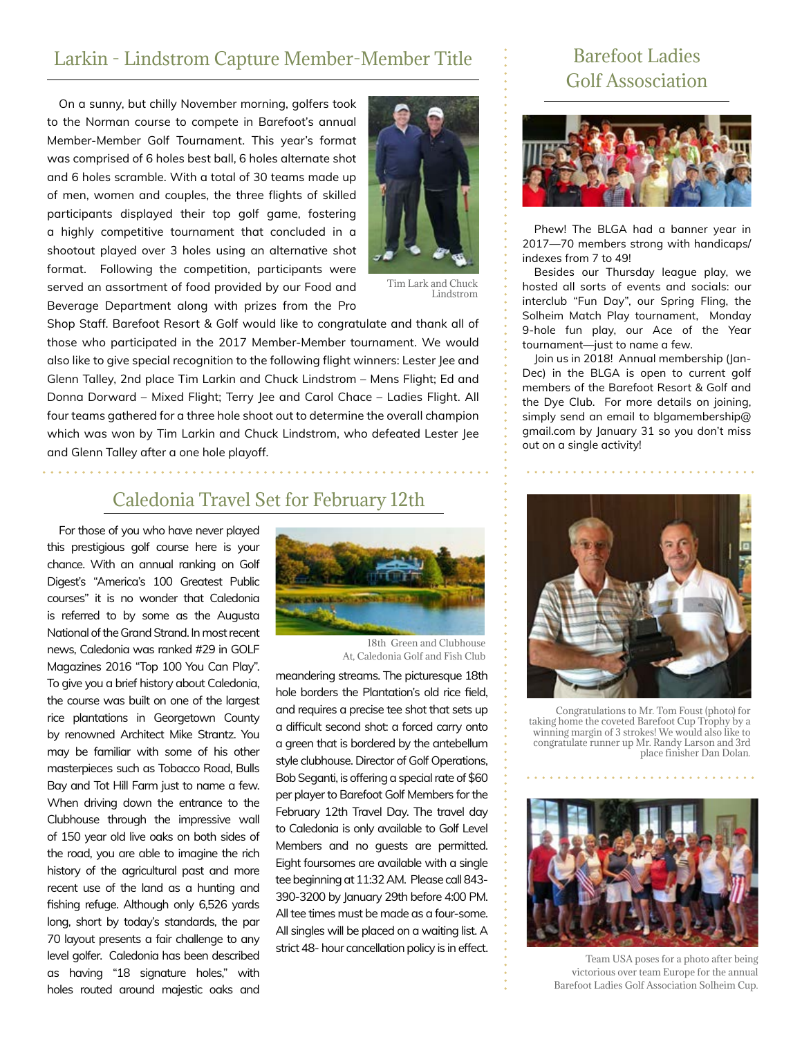## Larkin - Lindstrom Capture Member-Member Title

On a sunny, but chilly November morning, golfers took to the Norman course to compete in Barefoot's annual Member-Member Golf Tournament. This year's format was comprised of 6 holes best ball, 6 holes alternate shot and 6 holes scramble. With a total of 30 teams made up of men, women and couples, the three flights of skilled participants displayed their top golf game, fostering a highly competitive tournament that concluded in a shootout played over 3 holes using an alternative shot format. Following the competition, participants were served an assortment of food provided by our Food and Beverage Department along with prizes from the Pro Shop Staff. Barefoot Resort & Golf would like to congratulate and thank all of those who participated in the 2017 Member-Member tournament. We would also like to give special recognition to the following flight winners: Lester Jee and Glenn Talley, 2nd place Tim Larkin and Chuck Lindstrom – Mens Flight; Ed and Donna Dorward – Mixed Flight; Terry Jee and Carol Chace – Ladies Flight. All four teams gathered for a three hole shoot out to determine the overall champion which was won by Tim Larkin and Chuck Lindstrom, who defeated Lester Jee and Glenn Talley after a one hole playoff.

Tim Lark and Chuck Lindstrom

## Caledonia Travel Set for February 12th

For those of you who have never played this prestigious golf course here is your chance. With an annual ranking on Golf Digest's "America's 100 Greatest Public courses" it is no wonder that Caledonia is referred to by some as the Augusta National of the Grand Strand. In most recent news, Caledonia was ranked #29 in GOLF Magazines 2016 "Top 100 You Can Play". To give you a brief history about Caledonia, the course was built on one of the largest rice plantations in Georgetown County by renowned Architect Mike Strantz. You may be familiar with some of his other masterpieces such as Tobacco Road, Bulls Bay and Tot Hill Farm just to name a few. When driving down the entrance to the Clubhouse through the impressive wall of 150 year old live oaks on both sides of the road, you are able to imagine the rich history of the agricultural past and more recent use of the land as a hunting and fishing refuge. Although only 6,526 yards long, short by today's standards, the par 70 layout presents a fair challenge to any level golfer. Caledonia has been described as having "18 signature holes," with holes routed around majestic oaks and meandering streams. The picturesque 18th hole borders the Plantation's old rice field, and requires a precise tee shot that sets up a difficult second shot: a forced carry onto a green that is bordered by the antebellum style clubhouse. Director of Golf Operations, Bob Seganti, is offering a special rate of $60 per player to Barefoot Golf Members for the February 12th Travel Day. The travel day to Caledonia is only available to Golf Level Members and no guests are permitted. Eight foursomes are available with a single tee beginning at 11:32 AM. Please call 843-390-3200 by January 29th before 4:00 PM. All tee times must be made as a four-some. All singles will be placed on a waiting list. A strict 48- hour cancellation policy is in effect.

18th Green and Clubhouse At, Caledonia Golf and Fish Club

## Barefoot Ladies Golf Association

Phew! The BLGA had a banner year in 2017—70 members strong with handicaps/indexes from 7 to 49!

Besides our Thursday league play, we hosted all sorts of events and socials: our interclub "Fun Day", our Spring Fling, the Solheim Match Play tournament, Monday 9-hole fun play, our Ace of the Year tournament—just to name a few.

Join us in 2018! Annual membership (Jan-Dec) in the BLGA is open to current golf members of the Barefoot Resort & Golf and the Dye Club. For more details on joining, simply send an email to blgamembership@gmail.com by January 31 so you don't miss out on a single activity!

Congratulations to Mr. Tom Foust (photo) for taking home the coveted Barefoot Cup Trophy by a winning margin of 3 strokes! We would also like to congratulate runner up Mr. Randy Larson and 3rd place finisher Dan Dolan.

Team USA poses for a photo after being victorious over team Europe for the annual Barefoot Ladies Golf Association Solheim Cup.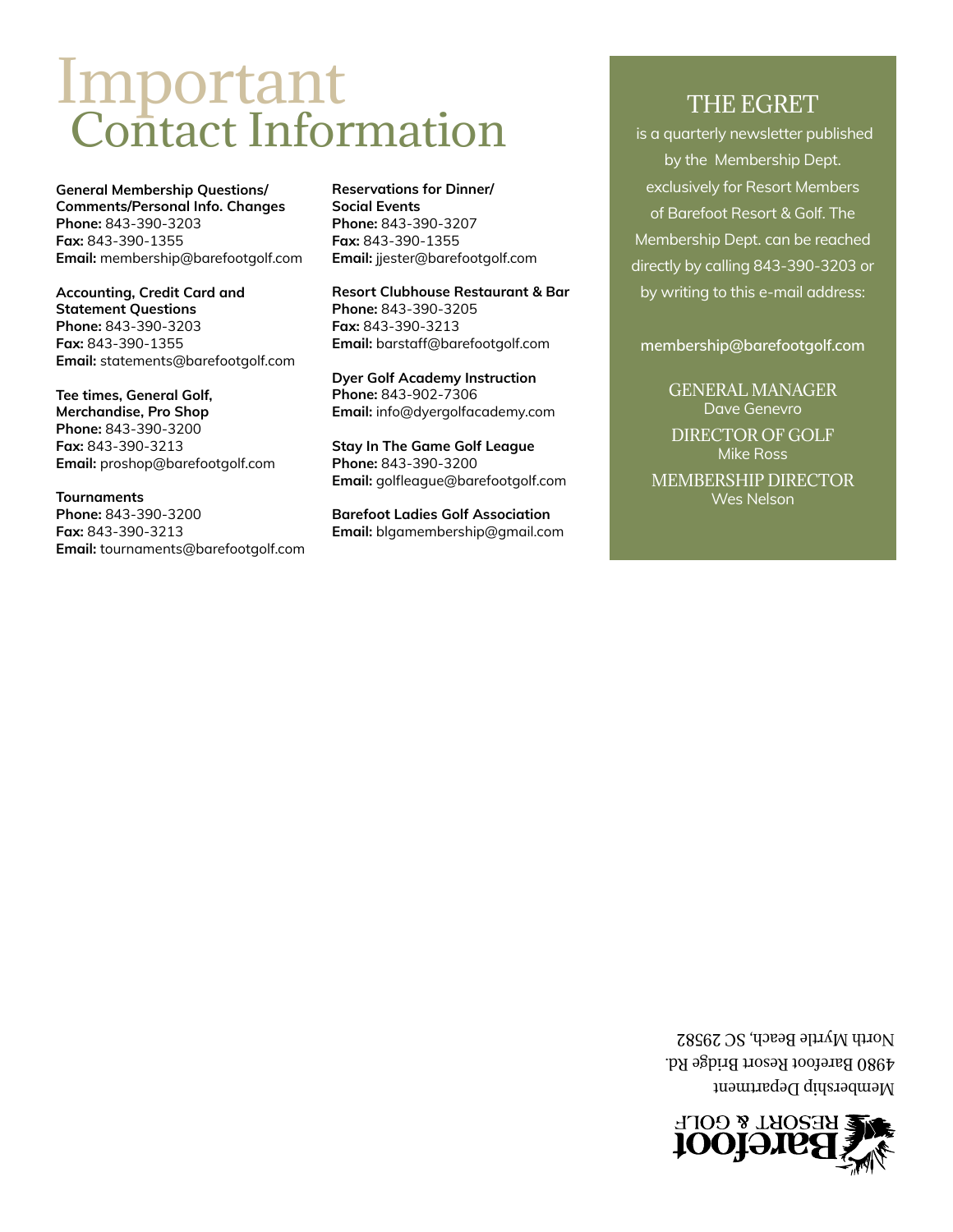# Important Contact Information

**General Membership Questions/ Comments/Personal Info. Changes**
**Phone:** 843-390-3203
**Fax:** 843-390-1355
**Email:** membership@barefootgolf.com

**Accounting, Credit Card and Statement Questions**
**Phone:** 843-390-3203
**Fax:** 843-390-1355
**Email:** statements@barefootgolf.com

**Tee times, General Golf, Merchandise, Pro Shop**
**Phone:** 843-390-3200
**Fax:** 843-390-3213
**Email:** proshop@barefootgolf.com

**Tournaments**
**Phone:** 843-390-3200
**Fax:** 843-390-3213
**Email:** tournaments@barefootgolf.com

**Reservations for Dinner/ Social Events**
**Phone:** 843-390-3207
**Fax:** 843-390-1355
**Email:** jjester@barefootgolf.com

**Resort Clubhouse Restaurant & Bar**
**Phone:** 843-390-3205
**Fax:** 843-390-3213
**Email:** barstaff@barefootgolf.com

**Dyer Golf Academy Instruction**
**Phone:** 843-902-7306
**Email:** info@dyergolfacademy.com

**Stay In The Game Golf League**
**Phone:** 843-390-3200
**Email:** golfleague@barefootgolf.com

**Barefoot Ladies Golf Association**
**Email:** blgamembership@gmail.com

## THE EGRET

is a quarterly newsletter published by the Membership Dept. exclusively for Resort Members of Barefoot Resort & Golf. The Membership Dept. can be reached directly by calling 843-390-3203 or by writing to this e-mail address:

**membership@barefootgolf.com**

GENERAL MANAGER
Dave Genevro

DIRECTOR OF GOLF
Mike Ross

MEMBERSHIP DIRECTOR
Wes Nelson

Barefoot RESORT & GOLF
Membership Department
4980 Barefoot Resort Bridge Rd.
North Myrtle Beach, SC 29582